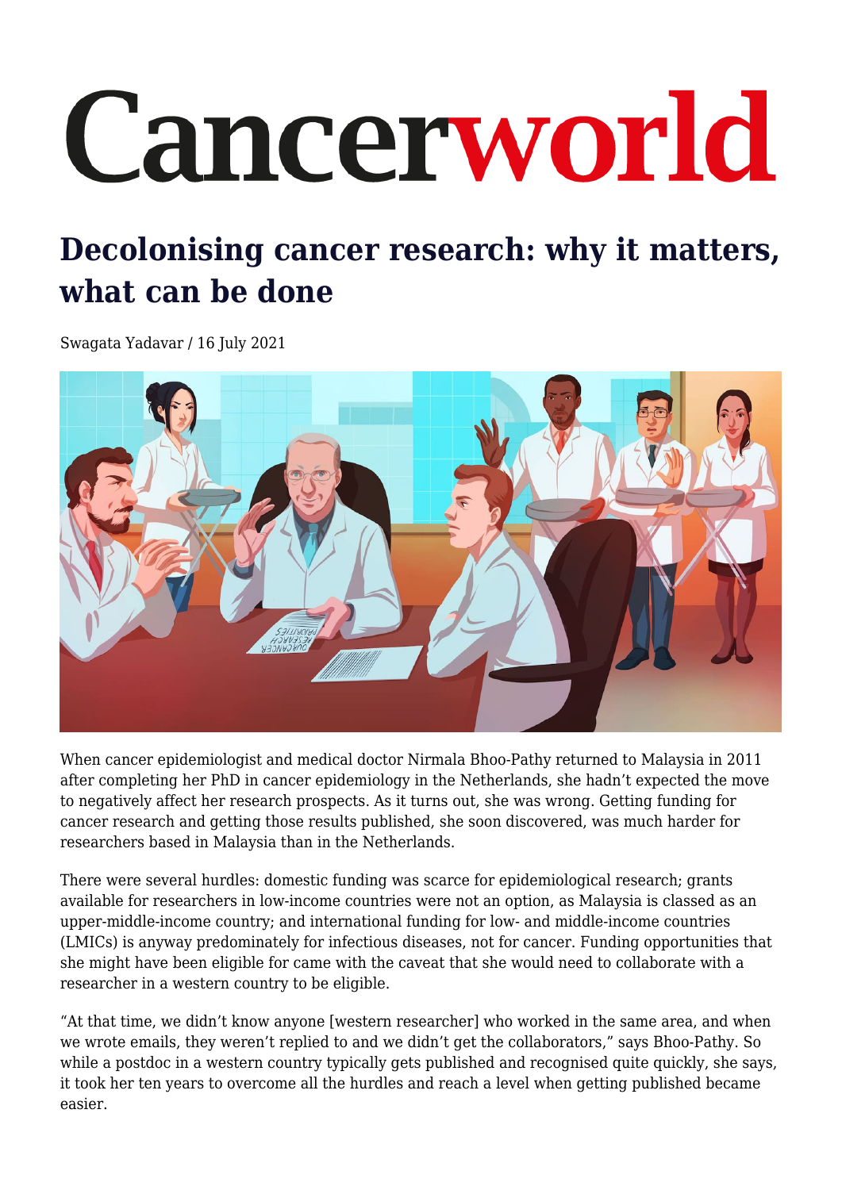Cancerworld

# Decolonising cancer research: why it matters, what can be done

Swagata Yadavar / 16 July 2021

When cancer epidemiologist and medical doctor Nirmala Bhoo-Pathy returned to Malaysia in 2011 after completing her PhD in cancer epidemiology in the Netherlands, she hadn't expected the move to negatively affect her research prospects. As it turns out, she was wrong. Getting funding for cancer research and getting those results published, she soon discovered, was much harder for researchers based in Malaysia than in the Netherlands.

There were several hurdles: domestic funding was scarce for epidemiological research; grants available for researchers in low-income countries were not an option, as Malaysia is classed as an upper-middle-income country; and international funding for low- and middle-income countries (LMICs) is anyway predominately for infectious diseases, not for cancer. Funding opportunities that she might have been eligible for came with the caveat that she would need to collaborate with a researcher in a western country to be eligible.

"At that time, we didn't know anyone [western researcher] who worked in the same area, and when we wrote emails, they weren't replied to and we didn't get the collaborators," says Bhoo-Pathy. So while a postdoc in a western country typically gets published and recognised quite quickly, she says, it took her ten years to overcome all the hurdles and reach a level when getting published became easier.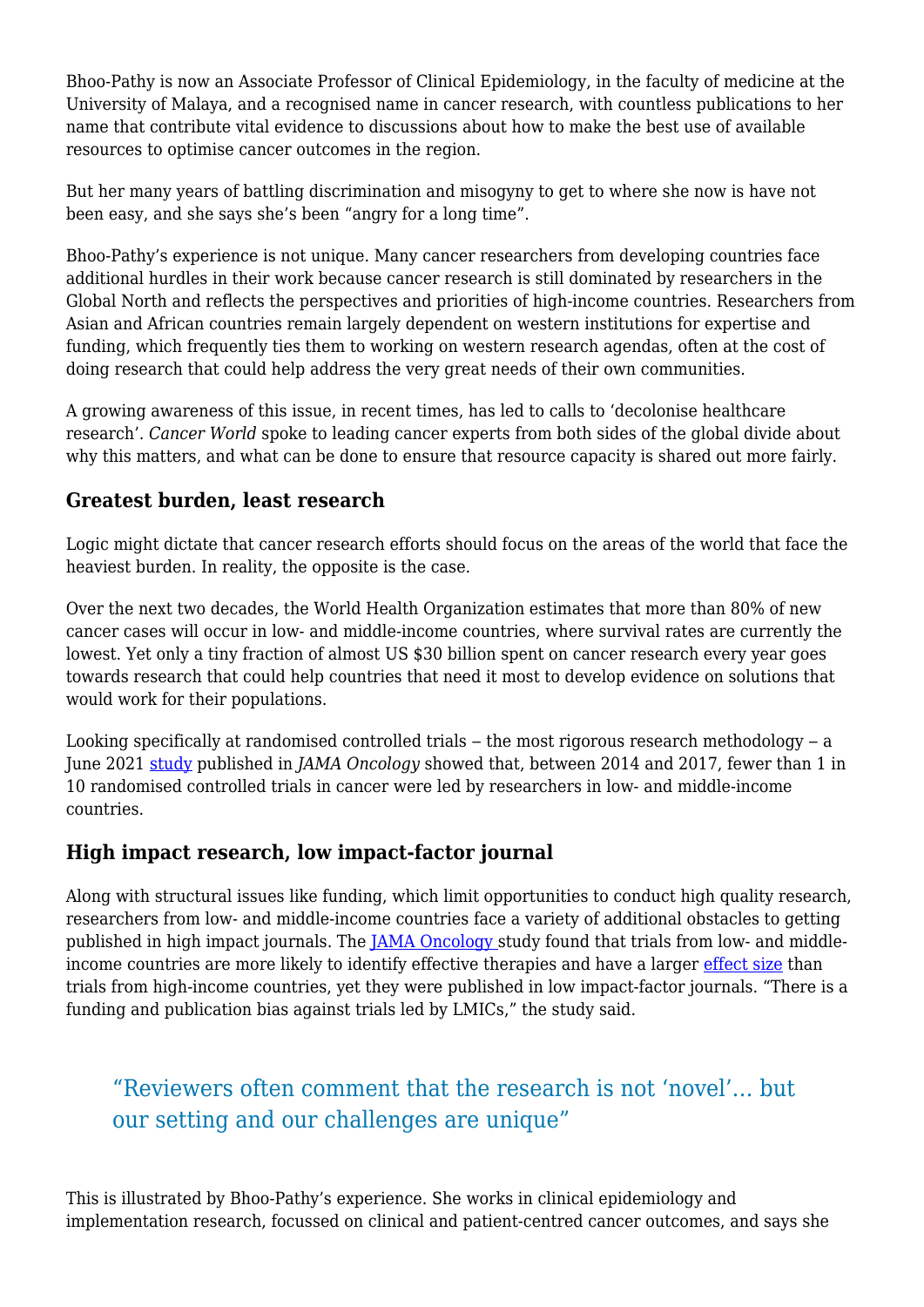Bhoo-Pathy is now an Associate Professor of Clinical Epidemiology, in the faculty of medicine at the University of Malaya, and a recognised name in cancer research, with countless publications to her name that contribute vital evidence to discussions about how to make the best use of available resources to optimise cancer outcomes in the region.

But her many years of battling discrimination and misogyny to get to where she now is have not been easy, and she says she's been "angry for a long time".

Bhoo-Pathy's experience is not unique. Many cancer researchers from developing countries face additional hurdles in their work because cancer research is still dominated by researchers in the Global North and reflects the perspectives and priorities of high-income countries. Researchers from Asian and African countries remain largely dependent on western institutions for expertise and funding, which frequently ties them to working on western research agendas, often at the cost of doing research that could help address the very great needs of their own communities.

A growing awareness of this issue, in recent times, has led to calls to 'decolonise healthcare research'. *Cancer World* spoke to leading cancer experts from both sides of the global divide about why this matters, and what can be done to ensure that resource capacity is shared out more fairly.

### Greatest burden, least research

Logic might dictate that cancer research efforts should focus on the areas of the world that face the heaviest burden. In reality, the opposite is the case.

Over the next two decades, the World Health Organization estimates that more than 80% of new cancer cases will occur in low- and middle-income countries, where survival rates are currently the lowest. Yet only a tiny fraction of almost US $30 billion spent on cancer research every year goes towards research that could help countries that need it most to develop evidence on solutions that would work for their populations.

Looking specifically at randomised controlled trials – the most rigorous research methodology – a June 2021 study published in *JAMA Oncology* showed that, between 2014 and 2017, fewer than 1 in 10 randomised controlled trials in cancer were led by researchers in low- and middle-income countries.

### High impact research, low impact-factor journal

Along with structural issues like funding, which limit opportunities to conduct high quality research, researchers from low- and middle-income countries face a variety of additional obstacles to getting published in high impact journals. The JAMA Oncology study found that trials from low- and middle-income countries are more likely to identify effective therapies and have a larger effect size than trials from high-income countries, yet they were published in low impact-factor journals. "There is a funding and publication bias against trials led by LMICs," the study said.

> "Reviewers often comment that the research is not 'novel'... but our setting and our challenges are unique"

This is illustrated by Bhoo-Pathy's experience. She works in clinical epidemiology and implementation research, focussed on clinical and patient-centred cancer outcomes, and says she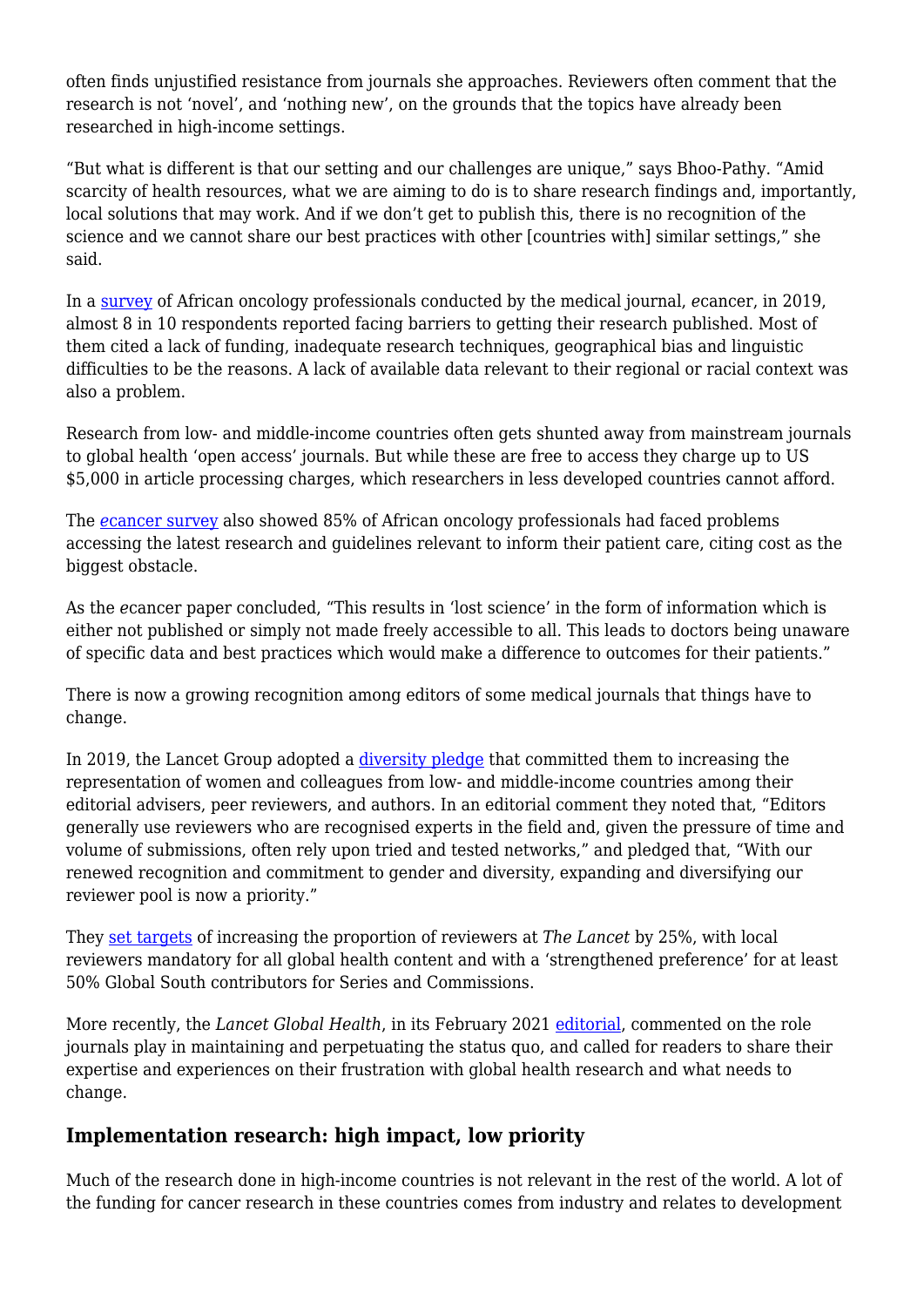often finds unjustified resistance from journals she approaches. Reviewers often comment that the research is not 'novel', and 'nothing new', on the grounds that the topics have already been researched in high-income settings.

"But what is different is that our setting and our challenges are unique," says Bhoo-Pathy. "Amid scarcity of health resources, what we are aiming to do is to share research findings and, importantly, local solutions that may work. And if we don't get to publish this, there is no recognition of the science and we cannot share our best practices with other [countries with] similar settings," she said.

In a survey of African oncology professionals conducted by the medical journal, *e*cancer, in 2019, almost 8 in 10 respondents reported facing barriers to getting their research published. Most of them cited a lack of funding, inadequate research techniques, geographical bias and linguistic difficulties to be the reasons. A lack of available data relevant to their regional or racial context was also a problem.

Research from low- and middle-income countries often gets shunted away from mainstream journals to global health 'open access' journals. But while these are free to access they charge up to US $5,000 in article processing charges, which researchers in less developed countries cannot afford.

The *e*cancer survey also showed 85% of African oncology professionals had faced problems accessing the latest research and guidelines relevant to inform their patient care, citing cost as the biggest obstacle.

As the *e*cancer paper concluded, "This results in 'lost science' in the form of information which is either not published or simply not made freely accessible to all. This leads to doctors being unaware of specific data and best practices which would make a difference to outcomes for their patients."

There is now a growing recognition among editors of some medical journals that things have to change.

In 2019, the Lancet Group adopted a diversity pledge that committed them to increasing the representation of women and colleagues from low- and middle-income countries among their editorial advisers, peer reviewers, and authors. In an editorial comment they noted that, "Editors generally use reviewers who are recognised experts in the field and, given the pressure of time and volume of submissions, often rely upon tried and tested networks," and pledged that, "With our renewed recognition and commitment to gender and diversity, expanding and diversifying our reviewer pool is now a priority."

They set targets of increasing the proportion of reviewers at *The Lancet* by 25%, with local reviewers mandatory for all global health content and with a 'strengthened preference' for at least 50% Global South contributors for Series and Commissions.

More recently, the *Lancet Global Health*, in its February 2021 editorial, commented on the role journals play in maintaining and perpetuating the status quo, and called for readers to share their expertise and experiences on their frustration with global health research and what needs to change.

## Implementation research: high impact, low priority

Much of the research done in high-income countries is not relevant in the rest of the world. A lot of the funding for cancer research in these countries comes from industry and relates to development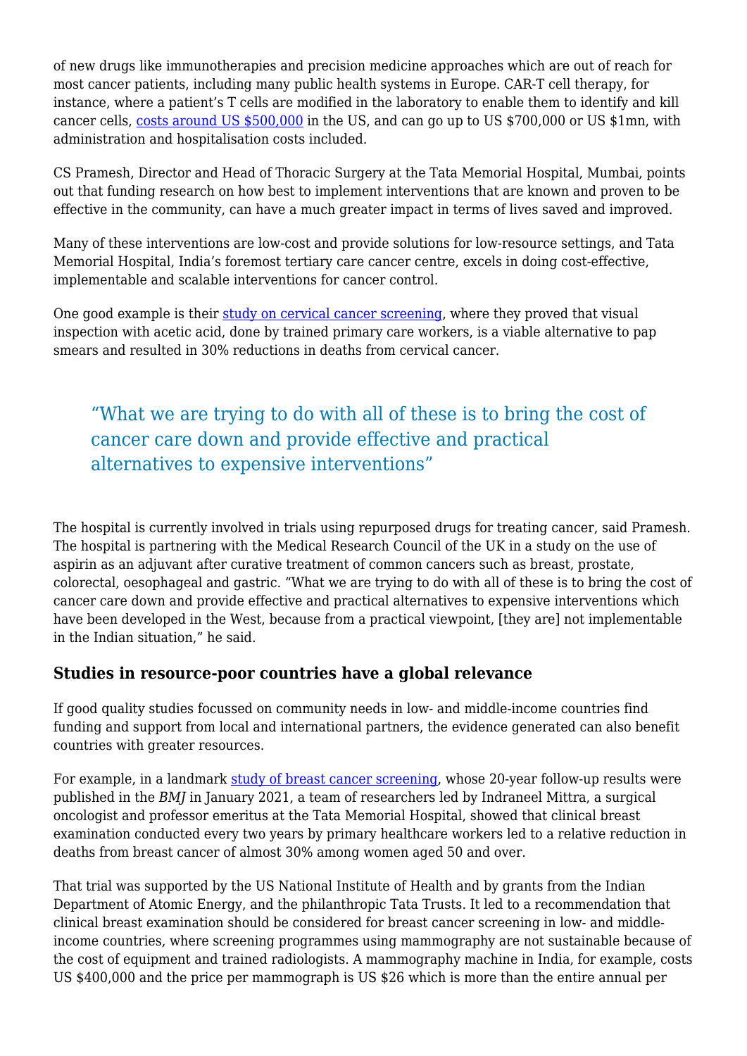of new drugs like immunotherapies and precision medicine approaches which are out of reach for most cancer patients, including many public health systems in Europe. CAR-T cell therapy, for instance, where a patient's T cells are modified in the laboratory to enable them to identify and kill cancer cells, costs around US $500,000 in the US, and can go up to US $700,000 or US $1mn, with administration and hospitalisation costs included.

CS Pramesh, Director and Head of Thoracic Surgery at the Tata Memorial Hospital, Mumbai, points out that funding research on how best to implement interventions that are known and proven to be effective in the community, can have a much greater impact in terms of lives saved and improved.

Many of these interventions are low-cost and provide solutions for low-resource settings, and Tata Memorial Hospital, India's foremost tertiary care cancer centre, excels in doing cost-effective, implementable and scalable interventions for cancer control.

One good example is their study on cervical cancer screening, where they proved that visual inspection with acetic acid, done by trained primary care workers, is a viable alternative to pap smears and resulted in 30% reductions in deaths from cervical cancer.

> "What we are trying to do with all of these is to bring the cost of cancer care down and provide effective and practical alternatives to expensive interventions"

The hospital is currently involved in trials using repurposed drugs for treating cancer, said Pramesh. The hospital is partnering with the Medical Research Council of the UK in a study on the use of aspirin as an adjuvant after curative treatment of common cancers such as breast, prostate, colorectal, oesophageal and gastric. "What we are trying to do with all of these is to bring the cost of cancer care down and provide effective and practical alternatives to expensive interventions which have been developed in the West, because from a practical viewpoint, [they are] not implementable in the Indian situation," he said.

### Studies in resource-poor countries have a global relevance

If good quality studies focussed on community needs in low- and middle-income countries find funding and support from local and international partners, the evidence generated can also benefit countries with greater resources.

For example, in a landmark study of breast cancer screening, whose 20-year follow-up results were published in the *BMJ* in January 2021, a team of researchers led by Indraneel Mittra, a surgical oncologist and professor emeritus at the Tata Memorial Hospital, showed that clinical breast examination conducted every two years by primary healthcare workers led to a relative reduction in deaths from breast cancer of almost 30% among women aged 50 and over.

That trial was supported by the US National Institute of Health and by grants from the Indian Department of Atomic Energy, and the philanthropic Tata Trusts. It led to a recommendation that clinical breast examination should be considered for breast cancer screening in low- and middle-income countries, where screening programmes using mammography are not sustainable because of the cost of equipment and trained radiologists. A mammography machine in India, for example, costs US $400,000 and the price per mammograph is US $26 which is more than the entire annual per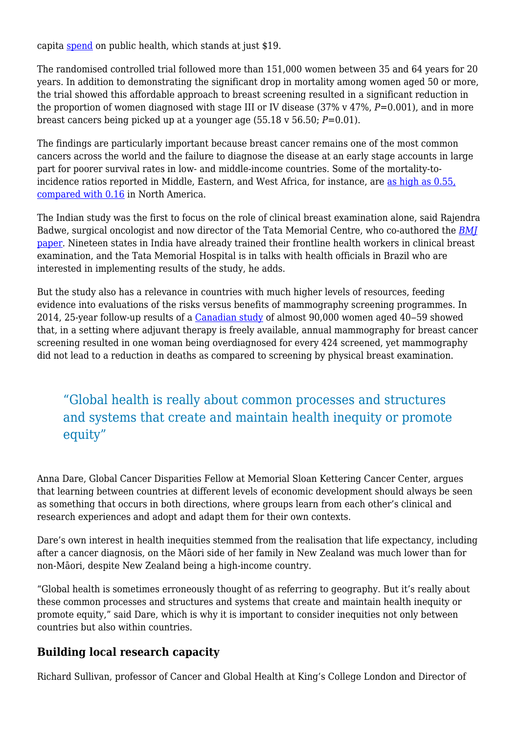capita spend on public health, which stands at just $19.

The randomised controlled trial followed more than 151,000 women between 35 and 64 years for 20 years. In addition to demonstrating the significant drop in mortality among women aged 50 or more, the trial showed this affordable approach to breast screening resulted in a significant reduction in the proportion of women diagnosed with stage III or IV disease (37% v 47%, $P$=0.001), and in more breast cancers being picked up at a younger age (55.18 v 56.50; $P$=0.01).

The findings are particularly important because breast cancer remains one of the most common cancers across the world and the failure to diagnose the disease at an early stage accounts in large part for poorer survival rates in low- and middle-income countries. Some of the mortality-to-incidence ratios reported in Middle, Eastern, and West Africa, for instance, are as high as 0.55, compared with 0.16 in North America.

The Indian study was the first to focus on the role of clinical breast examination alone, said Rajendra Badwe, surgical oncologist and now director of the Tata Memorial Centre, who co-authored the *BMJ* paper. Nineteen states in India have already trained their frontline health workers in clinical breast examination, and the Tata Memorial Hospital is in talks with health officials in Brazil who are interested in implementing results of the study, he adds.

But the study also has a relevance in countries with much higher levels of resources, feeding evidence into evaluations of the risks versus benefits of mammography screening programmes. In 2014, 25-year follow-up results of a Canadian study of almost 90,000 women aged 40–59 showed that, in a setting where adjuvant therapy is freely available, annual mammography for breast cancer screening resulted in one woman being overdiagnosed for every 424 screened, yet mammography did not lead to a reduction in deaths as compared to screening by physical breast examination.

> "Global health is really about common processes and structures and systems that create and maintain health inequity or promote equity"

Anna Dare, Global Cancer Disparities Fellow at Memorial Sloan Kettering Cancer Center, argues that learning between countries at different levels of economic development should always be seen as something that occurs in both directions, where groups learn from each other's clinical and research experiences and adopt and adapt them for their own contexts.

Dare's own interest in health inequities stemmed from the realisation that life expectancy, including after a cancer diagnosis, on the Māori side of her family in New Zealand was much lower than for non-Māori, despite New Zealand being a high-income country.

"Global health is sometimes erroneously thought of as referring to geography. But it's really about these common processes and structures and systems that create and maintain health inequity or promote equity," said Dare, which is why it is important to consider inequities not only between countries but also within countries.

## Building local research capacity

Richard Sullivan, professor of Cancer and Global Health at King's College London and Director of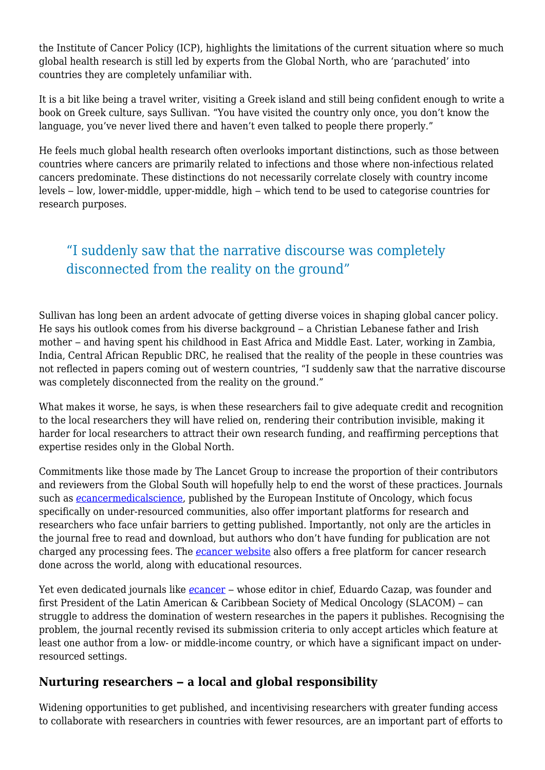the Institute of Cancer Policy (ICP), highlights the limitations of the current situation where so much global health research is still led by experts from the Global North, who are 'parachuted' into countries they are completely unfamiliar with.

It is a bit like being a travel writer, visiting a Greek island and still being confident enough to write a book on Greek culture, says Sullivan. "You have visited the country only once, you don't know the language, you've never lived there and haven't even talked to people there properly."

He feels much global health research often overlooks important distinctions, such as those between countries where cancers are primarily related to infections and those where non-infectious related cancers predominate. These distinctions do not necessarily correlate closely with country income levels – low, lower-middle, upper-middle, high – which tend to be used to categorise countries for research purposes.

> "I suddenly saw that the narrative discourse was completely disconnected from the reality on the ground"

Sullivan has long been an ardent advocate of getting diverse voices in shaping global cancer policy. He says his outlook comes from his diverse background – a Christian Lebanese father and Irish mother – and having spent his childhood in East Africa and Middle East. Later, working in Zambia, India, Central African Republic DRC, he realised that the reality of the people in these countries was not reflected in papers coming out of western countries, "I suddenly saw that the narrative discourse was completely disconnected from the reality on the ground."

What makes it worse, he says, is when these researchers fail to give adequate credit and recognition to the local researchers they will have relied on, rendering their contribution invisible, making it harder for local researchers to attract their own research funding, and reaffirming perceptions that expertise resides only in the Global North.

Commitments like those made by The Lancet Group to increase the proportion of their contributors and reviewers from the Global South will hopefully help to end the worst of these practices. Journals such as *e*cancermedicalscience, published by the European Institute of Oncology, which focus specifically on under-resourced communities, also offer important platforms for research and researchers who face unfair barriers to getting published. Importantly, not only are the articles in the journal free to read and download, but authors who don't have funding for publication are not charged any processing fees. The *e*cancer website also offers a free platform for cancer research done across the world, along with educational resources.

Yet even dedicated journals like *e*cancer – whose editor in chief, Eduardo Cazap, was founder and first President of the Latin American & Caribbean Society of Medical Oncology (SLACOM) – can struggle to address the domination of western researches in the papers it publishes. Recognising the problem, the journal recently revised its submission criteria to only accept articles which feature at least one author from a low- or middle-income country, or which have a significant impact on under-resourced settings.

## Nurturing researchers – a local and global responsibility

Widening opportunities to get published, and incentivising researchers with greater funding access to collaborate with researchers in countries with fewer resources, are an important part of efforts to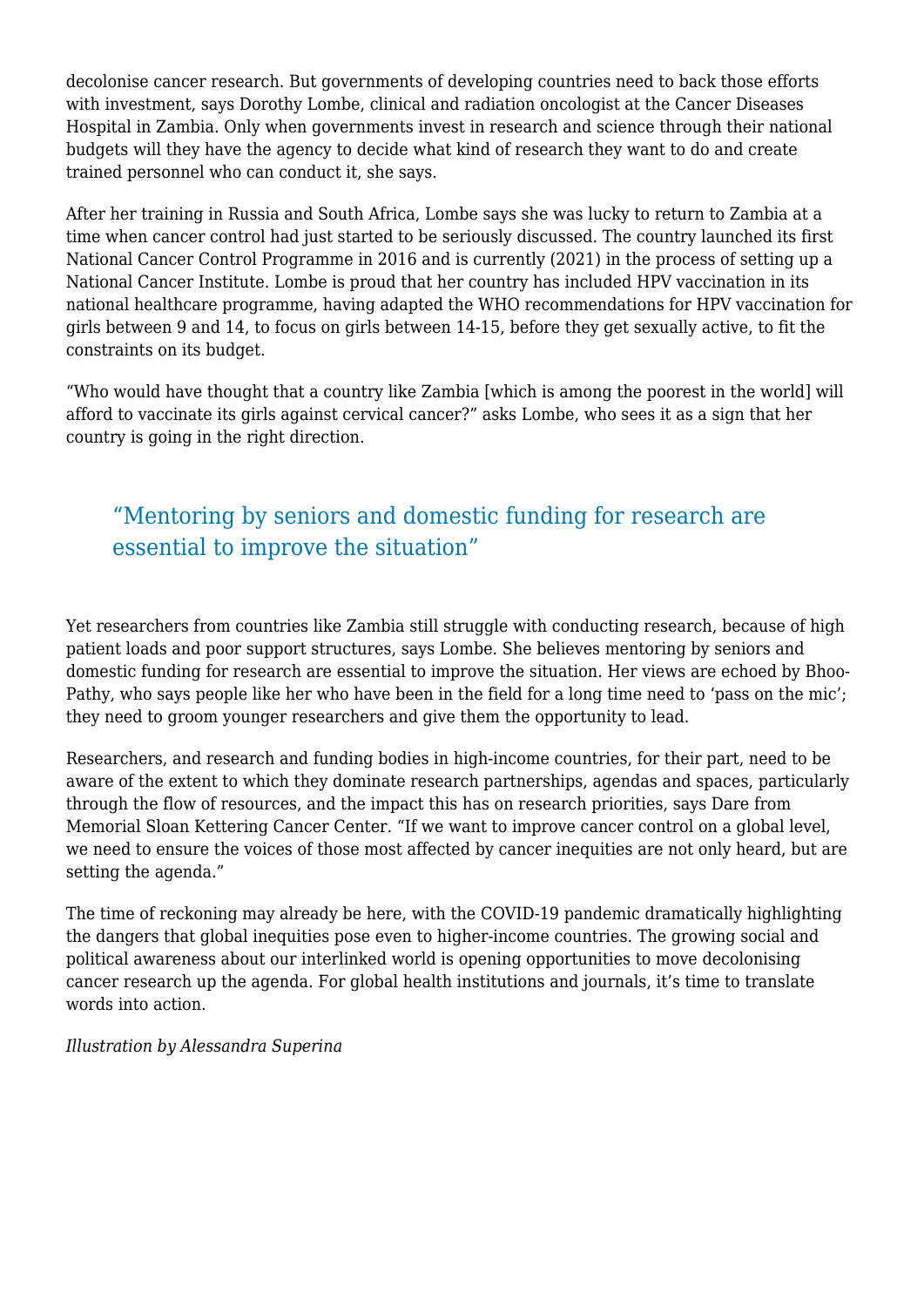decolonise cancer research. But governments of developing countries need to back those efforts with investment, says Dorothy Lombe, clinical and radiation oncologist at the Cancer Diseases Hospital in Zambia. Only when governments invest in research and science through their national budgets will they have the agency to decide what kind of research they want to do and create trained personnel who can conduct it, she says.

After her training in Russia and South Africa, Lombe says she was lucky to return to Zambia at a time when cancer control had just started to be seriously discussed. The country launched its first National Cancer Control Programme in 2016 and is currently (2021) in the process of setting up a National Cancer Institute. Lombe is proud that her country has included HPV vaccination in its national healthcare programme, having adapted the WHO recommendations for HPV vaccination for girls between 9 and 14, to focus on girls between 14-15, before they get sexually active, to fit the constraints on its budget.

"Who would have thought that a country like Zambia [which is among the poorest in the world] will afford to vaccinate its girls against cervical cancer?" asks Lombe, who sees it as a sign that her country is going in the right direction.

> "Mentoring by seniors and domestic funding for research are essential to improve the situation"

Yet researchers from countries like Zambia still struggle with conducting research, because of high patient loads and poor support structures, says Lombe. She believes mentoring by seniors and domestic funding for research are essential to improve the situation. Her views are echoed by Bhoo-Pathy, who says people like her who have been in the field for a long time need to 'pass on the mic'; they need to groom younger researchers and give them the opportunity to lead.

Researchers, and research and funding bodies in high-income countries, for their part, need to be aware of the extent to which they dominate research partnerships, agendas and spaces, particularly through the flow of resources, and the impact this has on research priorities, says Dare from Memorial Sloan Kettering Cancer Center. "If we want to improve cancer control on a global level, we need to ensure the voices of those most affected by cancer inequities are not only heard, but are setting the agenda."

The time of reckoning may already be here, with the COVID-19 pandemic dramatically highlighting the dangers that global inequities pose even to higher-income countries. The growing social and political awareness about our interlinked world is opening opportunities to move decolonising cancer research up the agenda. For global health institutions and journals, it's time to translate words into action.

*Illustration by Alessandra Superina*